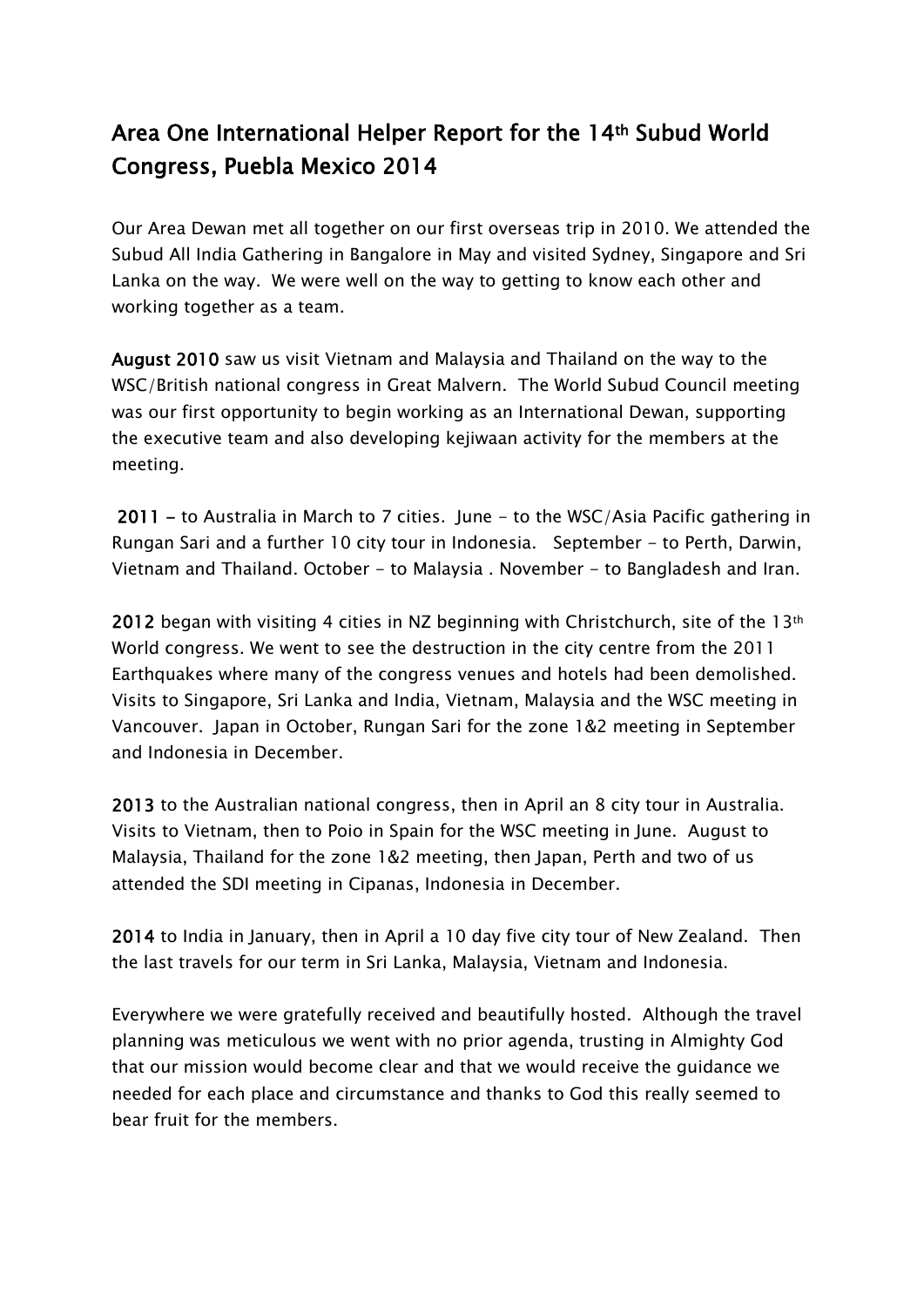# Area One International Helper Report for the 14th Subud World Congress, Puebla Mexico 2014

Our Area Dewan met all together on our first overseas trip in 2010. We attended the Subud All India Gathering in Bangalore in May and visited Sydney, Singapore and Sri Lanka on the way. We were well on the way to getting to know each other and working together as a team.

**August 2010** saw us visit Vietnam and Malaysia and Thailand on the way to the WSC/British national congress in Great Malvern. The World Subud Council meeting was our first opportunity to begin working as an International Dewan, supporting the executive team and also developing kejiwaan activity for the members at the meeting.

**2011 –** to Australia in March to 7 cities. June - to the WSC/Asia Pacific gathering in Rungan Sari and a further 10 city tour in Indonesia. September - to Perth, Darwin, Vietnam and Thailand. October - to Malaysia . November - to Bangladesh and Iran.

**2012** began with visiting 4 cities in NZ beginning with Christchurch, site of the 13th World congress. We went to see the destruction in the city centre from the 2011 Earthquakes where many of the congress venues and hotels had been demolished. Visits to Singapore, Sri Lanka and India, Vietnam, Malaysia and the WSC meeting in Vancouver. Japan in October, Rungan Sari for the zone 1&2 meeting in September and Indonesia in December.

**2013** to the Australian national congress, then in April an 8 city tour in Australia. Visits to Vietnam, then to Poio in Spain for the WSC meeting in June. August to Malaysia, Thailand for the zone 1&2 meeting, then Japan, Perth and two of us attended the SDI meeting in Cipanas, Indonesia in December.

**2014** to India in January, then in April a 10 day five city tour of New Zealand. Then the last travels for our term in Sri Lanka, Malaysia, Vietnam and Indonesia.

Everywhere we were gratefully received and beautifully hosted. Although the travel planning was meticulous we went with no prior agenda, trusting in Almighty God that our mission would become clear and that we would receive the guidance we needed for each place and circumstance and thanks to God this really seemed to bear fruit for the members.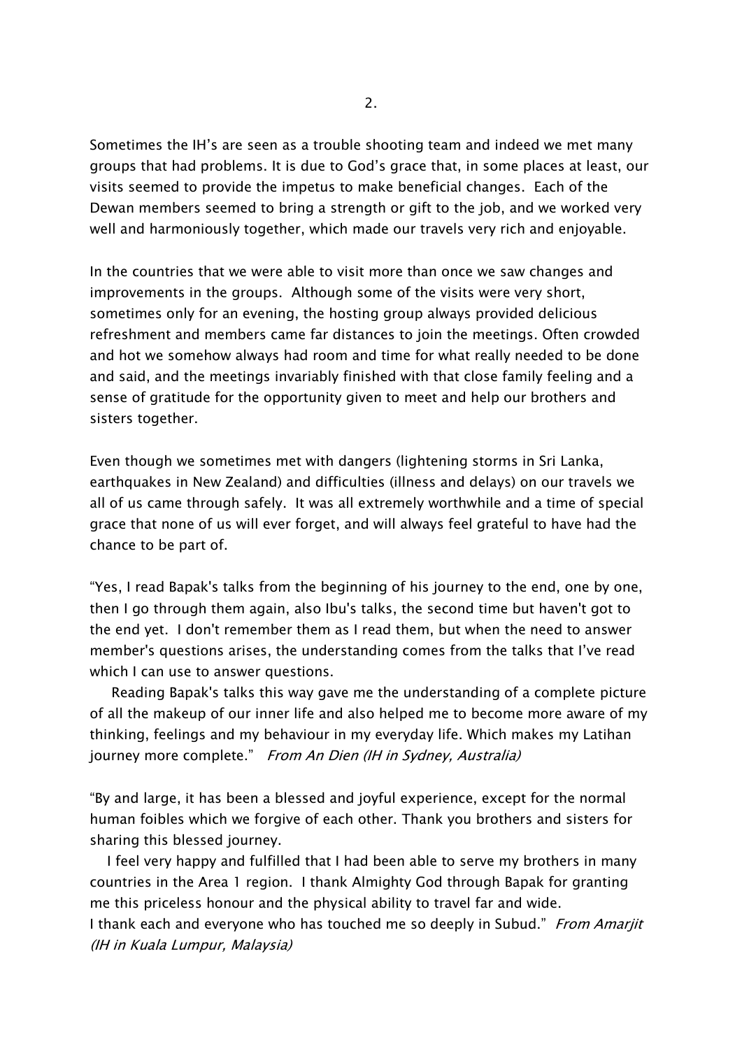Sometimes the IH's are seen as a trouble shooting team and indeed we met many groups that had problems. It is due to God's grace that, in some places at least, our visits seemed to provide the impetus to make beneficial changes. Each of the Dewan members seemed to bring a strength or gift to the job, and we worked very well and harmoniously together, which made our travels very rich and enjoyable.

In the countries that we were able to visit more than once we saw changes and improvements in the groups. Although some of the visits were very short, sometimes only for an evening, the hosting group always provided delicious refreshment and members came far distances to join the meetings. Often crowded and hot we somehow always had room and time for what really needed to be done and said, and the meetings invariably finished with that close family feeling and a sense of gratitude for the opportunity given to meet and help our brothers and sisters together.

Even though we sometimes met with dangers (lightening storms in Sri Lanka, earthquakes in New Zealand) and difficulties (illness and delays) on our travels we all of us came through safely. It was all extremely worthwhile and a time of special grace that none of us will ever forget, and will always feel grateful to have had the chance to be part of.

"Yes, I read Bapak's talks from the beginning of his journey to the end, one by one, then I go through them again, also Ibu's talks, the second time but haven't got to the end yet. I don't remember them as I read them, but when the need to answer member's questions arises, the understanding comes from the talks that I've read which I can use to answer questions.

Reading Bapak's talks this way gave me the understanding of a complete picture of all the makeup of our inner life and also helped me to become more aware of my thinking, feelings and my behaviour in my everyday life. Which makes my Latihan journey more complete." *From An Dien (IH in Sydney, Australia)*

"By and large, it has been a blessed and joyful experience, except for the normal human foibles which we forgive of each other. Thank you brothers and sisters for sharing this blessed journey.

I feel very happy and fulfilled that I had been able to serve my brothers in many countries in the Area 1 region. I thank Almighty God through Bapak for granting me this priceless honour and the physical ability to travel far and wide.
I thank each and everyone who has touched me so deeply in Subud." *From Amarjit (IH in Kuala Lumpur, Malaysia)*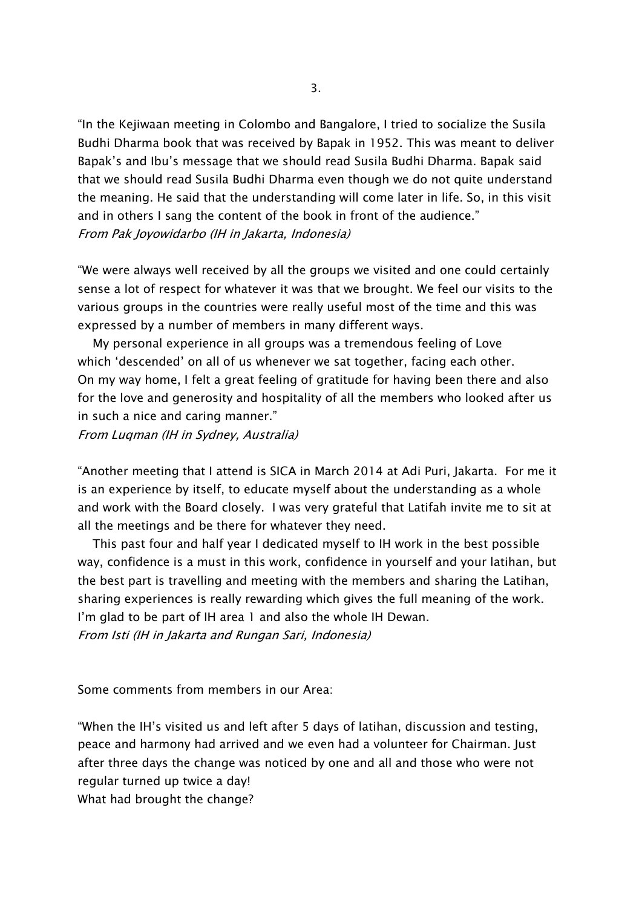"In the Kejiwaan meeting in Colombo and Bangalore, I tried to socialize the Susila Budhi Dharma book that was received by Bapak in 1952. This was meant to deliver Bapak's and Ibu's message that we should read Susila Budhi Dharma. Bapak said that we should read Susila Budhi Dharma even though we do not quite understand the meaning. He said that the understanding will come later in life. So, in this visit and in others I sang the content of the book in front of the audience."
*From Pak Joyowidarbo (IH in Jakarta, Indonesia)*

"We were always well received by all the groups we visited and one could certainly sense a lot of respect for whatever it was that we brought. We feel our visits to the various groups in the countries were really useful most of the time and this was expressed by a number of members in many different ways.

My personal experience in all groups was a tremendous feeling of Love which 'descended' on all of us whenever we sat together, facing each other. On my way home, I felt a great feeling of gratitude for having been there and also for the love and generosity and hospitality of all the members who looked after us in such a nice and caring manner."
*From Luqman (IH in Sydney, Australia)*

"Another meeting that I attend is SICA in March 2014 at Adi Puri, Jakarta. For me it is an experience by itself, to educate myself about the understanding as a whole and work with the Board closely. I was very grateful that Latifah invite me to sit at all the meetings and be there for whatever they need.

This past four and half year I dedicated myself to IH work in the best possible way, confidence is a must in this work, confidence in yourself and your latihan, but the best part is travelling and meeting with the members and sharing the Latihan, sharing experiences is really rewarding which gives the full meaning of the work. I'm glad to be part of IH area 1 and also the whole IH Dewan.
*From Isti (IH in Jakarta and Rungan Sari, Indonesia)*

Some comments from members in our Area:

"When the IH's visited us and left after 5 days of latihan, discussion and testing, peace and harmony had arrived and we even had a volunteer for Chairman. Just after three days the change was noticed by one and all and those who were not regular turned up twice a day!
What had brought the change?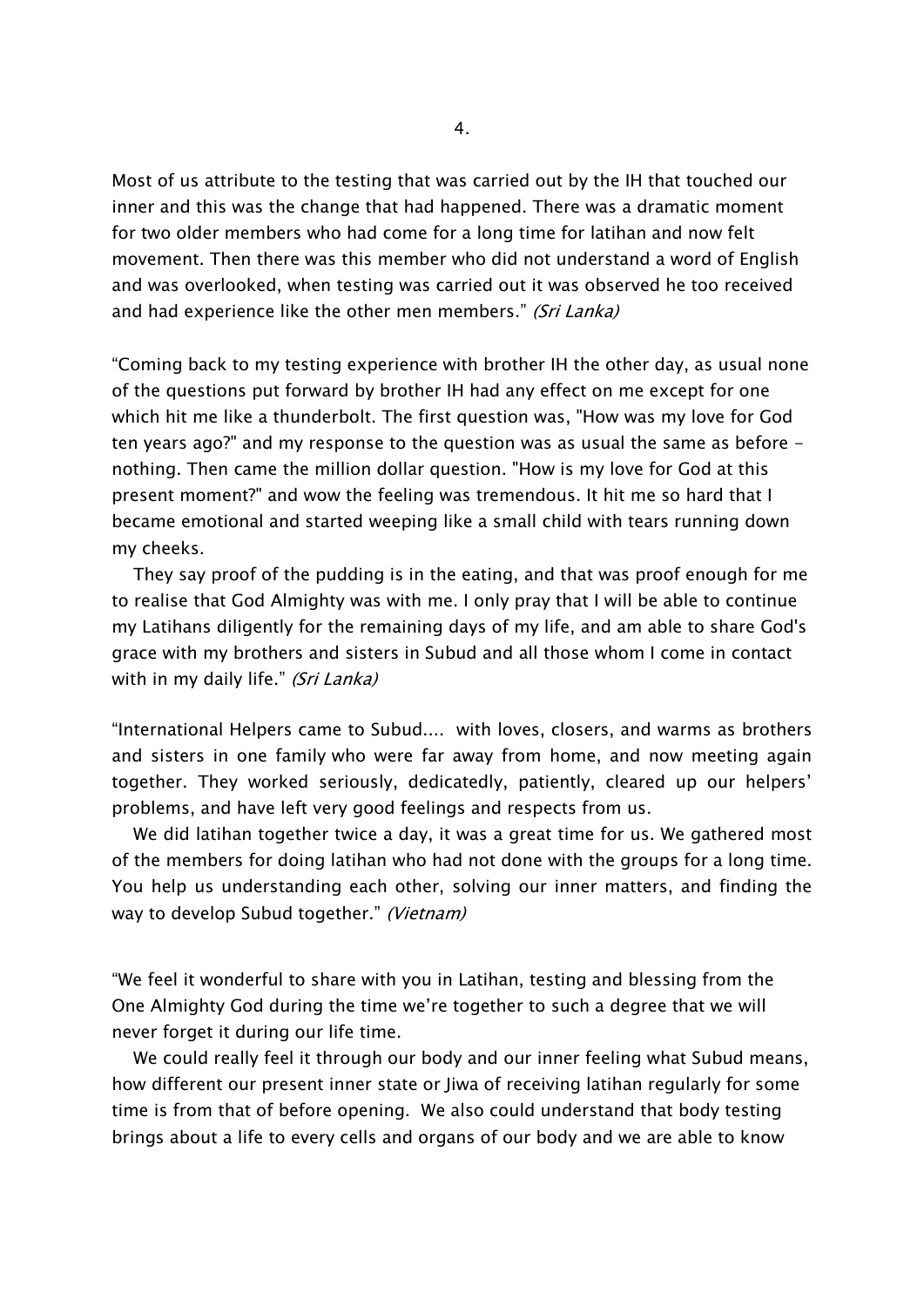Most of us attribute to the testing that was carried out by the IH that touched our inner and this was the change that had happened. There was a dramatic moment for two older members who had come for a long time for latihan and now felt movement. Then there was this member who did not understand a word of English and was overlooked, when testing was carried out it was observed he too received and had experience like the other men members." *(Sri Lanka)*

"Coming back to my testing experience with brother IH the other day, as usual none of the questions put forward by brother IH had any effect on me except for one which hit me like a thunderbolt. The first question was, "How was my love for God ten years ago?" and my response to the question was as usual the same as before - nothing. Then came the million dollar question. "How is my love for God at this present moment?" and wow the feeling was tremendous. It hit me so hard that I became emotional and started weeping like a small child with tears running down my cheeks.

They say proof of the pudding is in the eating, and that was proof enough for me to realise that God Almighty was with me. I only pray that I will be able to continue my Latihans diligently for the remaining days of my life, and am able to share God's grace with my brothers and sisters in Subud and all those whom I come in contact with in my daily life." *(Sri Lanka)*

"International Helpers came to Subud.... with loves, closers, and warms as brothers and sisters in one family who were far away from home, and now meeting again together. They worked seriously, dedicatedly, patiently, cleared up our helpers' problems, and have left very good feelings and respects from us.

We did latihan together twice a day, it was a great time for us. We gathered most of the members for doing latihan who had not done with the groups for a long time. You help us understanding each other, solving our inner matters, and finding the way to develop Subud together." *(Vietnam)*

"We feel it wonderful to share with you in Latihan, testing and blessing from the One Almighty God during the time we're together to such a degree that we will never forget it during our life time.

We could really feel it through our body and our inner feeling what Subud means, how different our present inner state or Jiwa of receiving latihan regularly for some time is from that of before opening. We also could understand that body testing brings about a life to every cells and organs of our body and we are able to know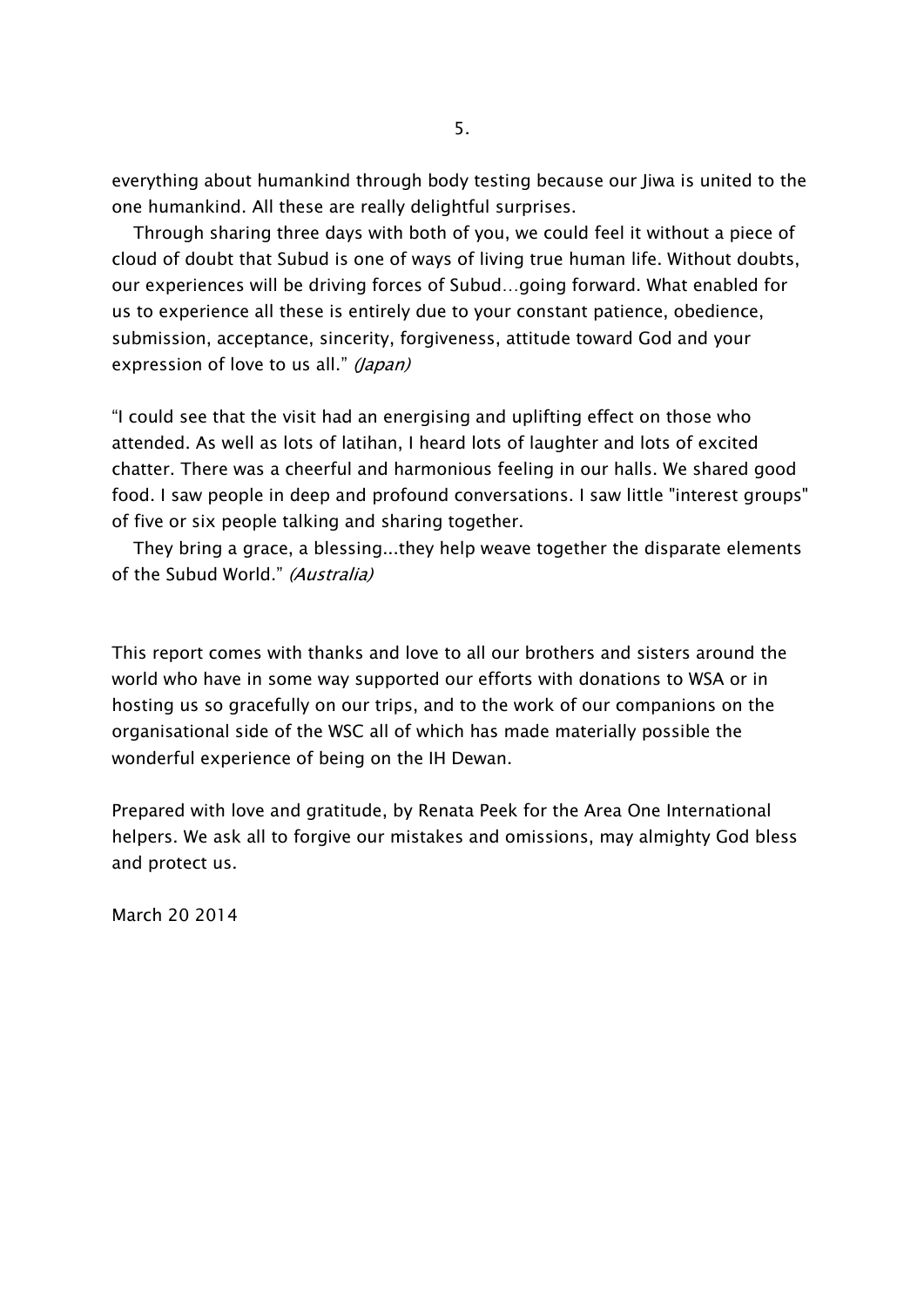everything about humankind through body testing because our Jiwa is united to the one humankind. All these are really delightful surprises.

Through sharing three days with both of you, we could feel it without a piece of cloud of doubt that Subud is one of ways of living true human life. Without doubts, our experiences will be driving forces of Subud…going forward. What enabled for us to experience all these is entirely due to your constant patience, obedience, submission, acceptance, sincerity, forgiveness, attitude toward God and your expression of love to us all." *(Japan)*

"I could see that the visit had an energising and uplifting effect on those who attended. As well as lots of latihan, I heard lots of laughter and lots of excited chatter. There was a cheerful and harmonious feeling in our halls. We shared good food. I saw people in deep and profound conversations. I saw little "interest groups" of five or six people talking and sharing together.

They bring a grace, a blessing...they help weave together the disparate elements of the Subud World." *(Australia)*

This report comes with thanks and love to all our brothers and sisters around the world who have in some way supported our efforts with donations to WSA or in hosting us so gracefully on our trips, and to the work of our companions on the organisational side of the WSC all of which has made materially possible the wonderful experience of being on the IH Dewan.

Prepared with love and gratitude, by Renata Peek for the Area One International helpers. We ask all to forgive our mistakes and omissions, may almighty God bless and protect us.

March 20 2014